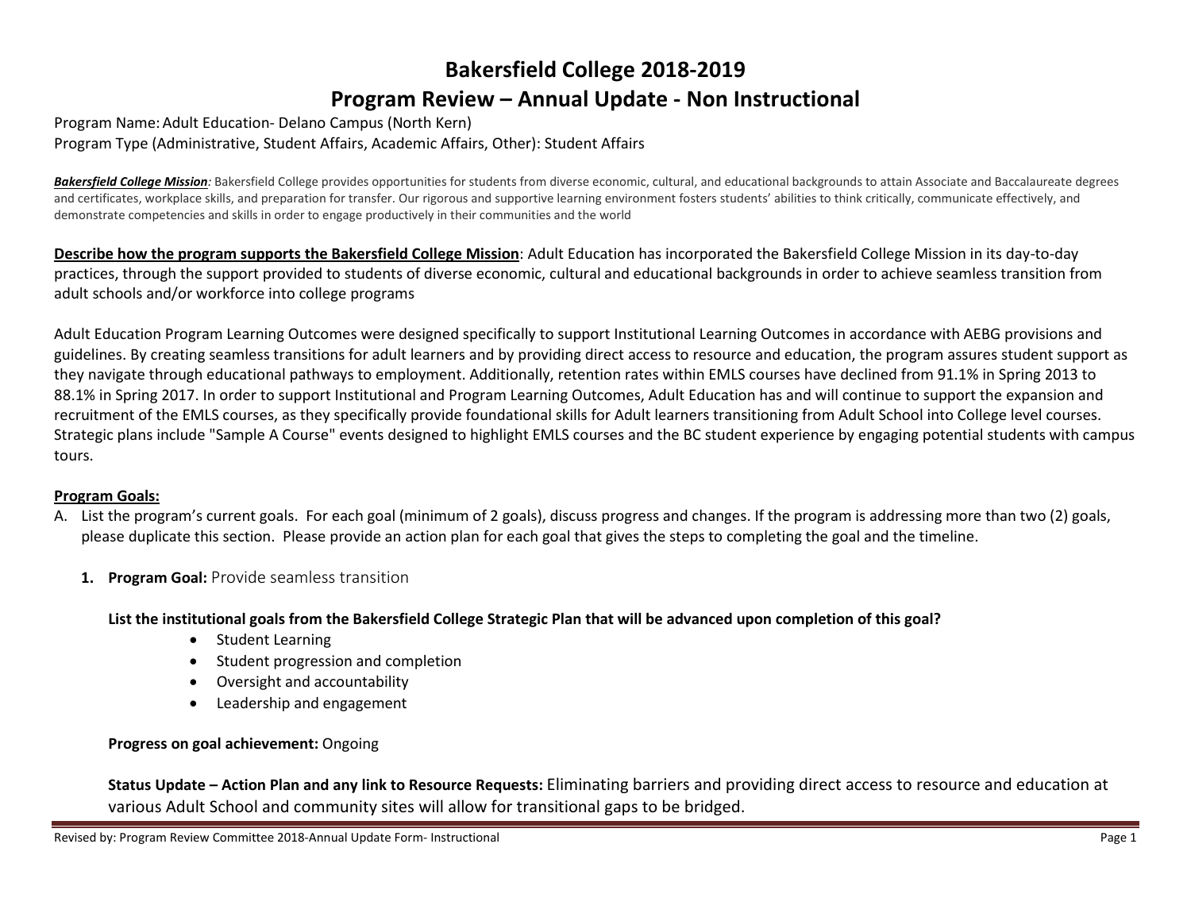# Bakersfield College 2018-2019

## Program Review – Annual Update - Non Instructional

Program Name: Adult Education- Delano Campus (North Kern)

Program Type (Administrative, Student Affairs, Academic Affairs, Other): Student Affairs

***Bakersfield College Mission**:* Bakersfield College provides opportunities for students from diverse economic, cultural, and educational backgrounds to attain Associate and Baccalaureate degrees and certificates, workplace skills, and preparation for transfer. Our rigorous and supportive learning environment fosters students' abilities to think critically, communicate effectively, and demonstrate competencies and skills in order to engage productively in their communities and the world

**Describe how the program supports the Bakersfield College Mission**: Adult Education has incorporated the Bakersfield College Mission in its day-to-day practices, through the support provided to students of diverse economic, cultural and educational backgrounds in order to achieve seamless transition from adult schools and/or workforce into college programs

Adult Education Program Learning Outcomes were designed specifically to support Institutional Learning Outcomes in accordance with AEBG provisions and guidelines. By creating seamless transitions for adult learners and by providing direct access to resource and education, the program assures student support as they navigate through educational pathways to employment. Additionally, retention rates within EMLS courses have declined from 91.1% in Spring 2013 to 88.1% in Spring 2017. In order to support Institutional and Program Learning Outcomes, Adult Education has and will continue to support the expansion and recruitment of the EMLS courses, as they specifically provide foundational skills for Adult learners transitioning from Adult School into College level courses. Strategic plans include "Sample A Course" events designed to highlight EMLS courses and the BC student experience by engaging potential students with campus tours.

**Program Goals:**

A. List the program's current goals. For each goal (minimum of 2 goals), discuss progress and changes. If the program is addressing more than two (2) goals, please duplicate this section. Please provide an action plan for each goal that gives the steps to completing the goal and the timeline.

1. **Program Goal:** Provide seamless transition

   **List the institutional goals from the Bakersfield College Strategic Plan that will be advanced upon completion of this goal?**

   - Student Learning
   - Student progression and completion
   - Oversight and accountability
   - Leadership and engagement

   **Progress on goal achievement:** Ongoing

   **Status Update – Action Plan and any link to Resource Requests:** Eliminating barriers and providing direct access to resource and education at various Adult School and community sites will allow for transitional gaps to be bridged.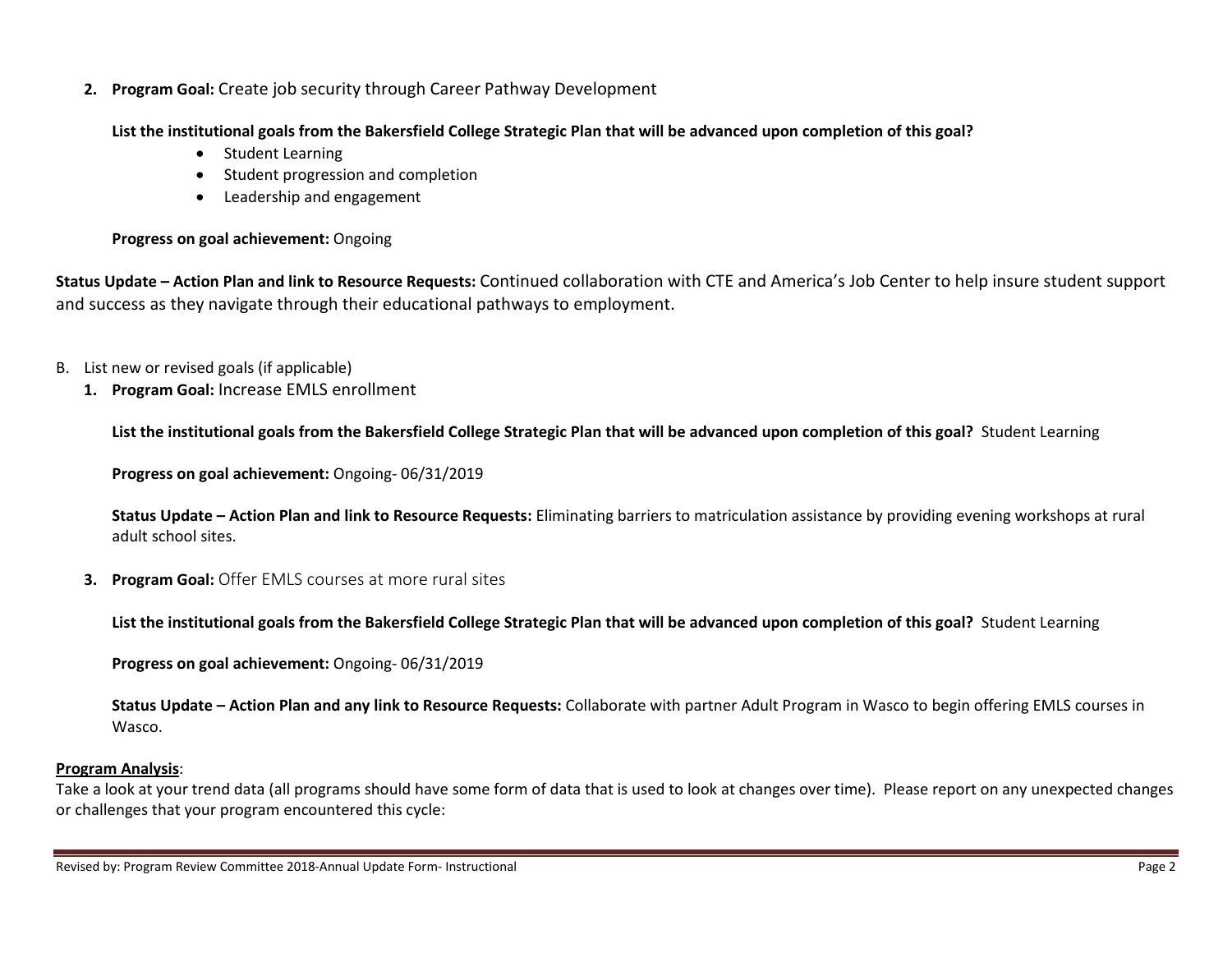2. **Program Goal:** Create job security through Career Pathway Development

   **List the institutional goals from the Bakersfield College Strategic Plan that will be advanced upon completion of this goal?**
   - Student Learning
   - Student progression and completion
   - Leadership and engagement

   **Progress on goal achievement:** Ongoing

**Status Update – Action Plan and link to Resource Requests:** Continued collaboration with CTE and America's Job Center to help insure student support and success as they navigate through their educational pathways to employment.

B. List new or revised goals (if applicable)

1. **Program Goal:** Increase EMLS enrollment

   **List the institutional goals from the Bakersfield College Strategic Plan that will be advanced upon completion of this goal?** Student Learning

   **Progress on goal achievement:** Ongoing- 06/31/2019

   **Status Update – Action Plan and link to Resource Requests:** Eliminating barriers to matriculation assistance by providing evening workshops at rural adult school sites.

3. **Program Goal:** Offer EMLS courses at more rural sites

   **List the institutional goals from the Bakersfield College Strategic Plan that will be advanced upon completion of this goal?** Student Learning

   **Progress on goal achievement:** Ongoing- 06/31/2019

   **Status Update – Action Plan and any link to Resource Requests:** Collaborate with partner Adult Program in Wasco to begin offering EMLS courses in Wasco.

**Program Analysis**:
Take a look at your trend data (all programs should have some form of data that is used to look at changes over time). Please report on any unexpected changes or challenges that your program encountered this cycle: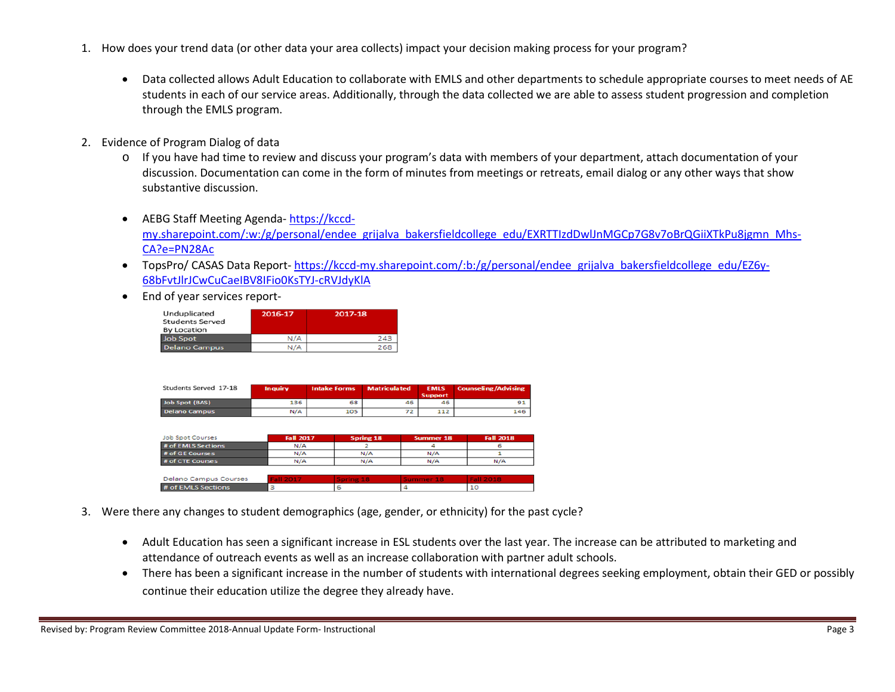1. How does your trend data (or other data your area collects) impact your decision making process for your program?

   - Data collected allows Adult Education to collaborate with EMLS and other departments to schedule appropriate courses to meet needs of AE students in each of our service areas. Additionally, through the data collected we are able to assess student progression and completion through the EMLS program.

2. Evidence of Program Dialog of data
   - If you have had time to review and discuss your program's data with members of your department, attach documentation of your discussion. Documentation can come in the form of minutes from meetings or retreats, email dialog or any other ways that show substantive discussion.

   - AEBG Staff Meeting Agenda- https://kccd-my.sharepoint.com/:w:/g/personal/endee_grijalva_bakersfieldcollege_edu/EXRTTIzdDwlJnMGCp7G8v7oBrQGiiXTkPu8jgmn_Mhs-CA?e=PN28Ac
   - TopsPro/ CASAS Data Report- https://kccd-my.sharepoint.com/:b:/g/personal/endee_grijalva_bakersfieldcollege_edu/EZ6y-68bFvtJlrJCwCuCaeIBV8IFio0KsTYJ-cRVJdyKlA
   - End of year services report-

| Unduplicated Students Served By Location | 2016-17 | 2017-18 |
|---|---|---|
| Job Spot | N/A | 243 |
| Delano Campus | N/A | 268 |

| Students Served 17-18 | Inquiry | Intake Forms | Matriculated | EMLS Support | Counseling/Advising |
|---|---|---|---|---|---|
| Job Spot (BAS) | 136 | 68 | 46 | 46 | 91 |
| Delano Campus | N/A | 105 | 72 | 112 | 146 |

| Job Spot Courses | Fall 2017 | Spring 18 | Summer 18 | Fall 2018 |
|---|---|---|---|---|
| # of EMLS Sections | N/A | 2 | 4 | 6 |
| # of GE Courses | N/A | N/A | N/A | 1 |
| # of CTE Courses | N/A | N/A | N/A | N/A |

| Delano Campus Courses | Fall 2017 | Spring 18 | Summer 18 | Fall 2018 |
|---|---|---|---|---|
| # of EMLS Sections | 3 | 6 | 4 | 10 |

3. Were there any changes to student demographics (age, gender, or ethnicity) for the past cycle?

   - Adult Education has seen a significant increase in ESL students over the last year. The increase can be attributed to marketing and attendance of outreach events as well as an increase collaboration with partner adult schools.
   - There has been a significant increase in the number of students with international degrees seeking employment, obtain their GED or possibly continue their education utilize the degree they already have.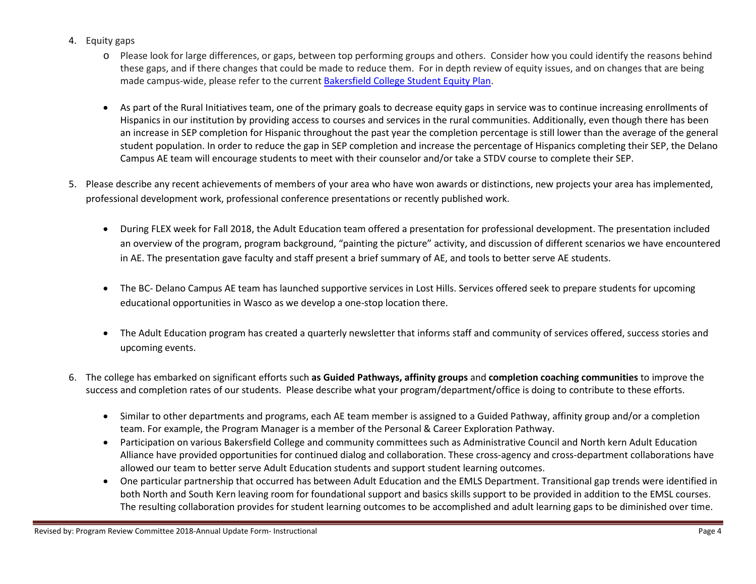4. Equity gaps
   - Please look for large differences, or gaps, between top performing groups and others. Consider how you could identify the reasons behind these gaps, and if there changes that could be made to reduce them. For in depth review of equity issues, and on changes that are being made campus-wide, please refer to the current [Bakersfield College Student Equity Plan](#).

   - As part of the Rural Initiatives team, one of the primary goals to decrease equity gaps in service was to continue increasing enrollments of Hispanics in our institution by providing access to courses and services in the rural communities. Additionally, even though there has been an increase in SEP completion for Hispanic throughout the past year the completion percentage is still lower than the average of the general student population. In order to reduce the gap in SEP completion and increase the percentage of Hispanics completing their SEP, the Delano Campus AE team will encourage students to meet with their counselor and/or take a STDV course to complete their SEP.

5. Please describe any recent achievements of members of your area who have won awards or distinctions, new projects your area has implemented, professional development work, professional conference presentations or recently published work.

   - During FLEX week for Fall 2018, the Adult Education team offered a presentation for professional development. The presentation included an overview of the program, program background, "painting the picture" activity, and discussion of different scenarios we have encountered in AE. The presentation gave faculty and staff present a brief summary of AE, and tools to better serve AE students.

   - The BC- Delano Campus AE team has launched supportive services in Lost Hills. Services offered seek to prepare students for upcoming educational opportunities in Wasco as we develop a one-stop location there.

   - The Adult Education program has created a quarterly newsletter that informs staff and community of services offered, success stories and upcoming events.

6. The college has embarked on significant efforts such **as Guided Pathways, affinity groups** and **completion coaching communities** to improve the success and completion rates of our students. Please describe what your program/department/office is doing to contribute to these efforts.

   - Similar to other departments and programs, each AE team member is assigned to a Guided Pathway, affinity group and/or a completion team. For example, the Program Manager is a member of the Personal & Career Exploration Pathway.
   - Participation on various Bakersfield College and community committees such as Administrative Council and North kern Adult Education Alliance have provided opportunities for continued dialog and collaboration. These cross-agency and cross-department collaborations have allowed our team to better serve Adult Education students and support student learning outcomes.
   - One particular partnership that occurred has between Adult Education and the EMLS Department. Transitional gap trends were identified in both North and South Kern leaving room for foundational support and basics skills support to be provided in addition to the EMSL courses. The resulting collaboration provides for student learning outcomes to be accomplished and adult learning gaps to be diminished over time.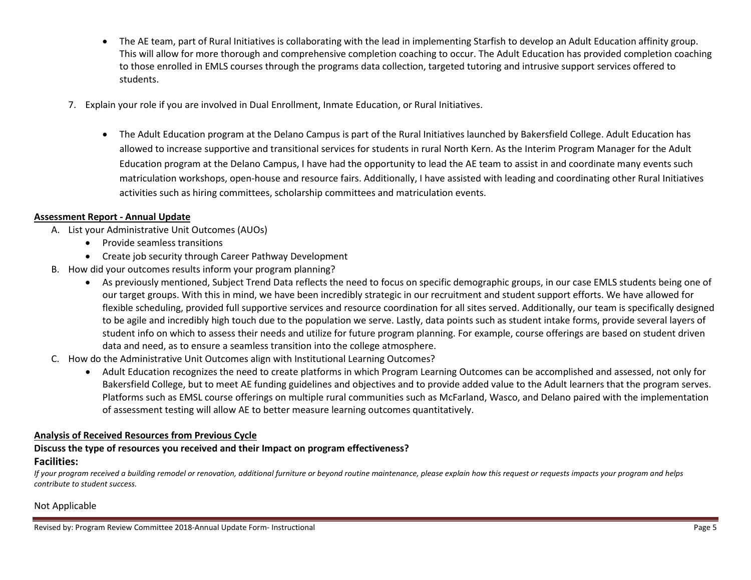- The AE team, part of Rural Initiatives is collaborating with the lead in implementing Starfish to develop an Adult Education affinity group. This will allow for more thorough and comprehensive completion coaching to occur. The Adult Education has provided completion coaching to those enrolled in EMLS courses through the programs data collection, targeted tutoring and intrusive support services offered to students.

7. Explain your role if you are involved in Dual Enrollment, Inmate Education, or Rural Initiatives.

   - The Adult Education program at the Delano Campus is part of the Rural Initiatives launched by Bakersfield College. Adult Education has allowed to increase supportive and transitional services for students in rural North Kern. As the Interim Program Manager for the Adult Education program at the Delano Campus, I have had the opportunity to lead the AE team to assist in and coordinate many events such matriculation workshops, open-house and resource fairs. Additionally, I have assisted with leading and coordinating other Rural Initiatives activities such as hiring committees, scholarship committees and matriculation events.

**Assessment Report - Annual Update**

A. List your Administrative Unit Outcomes (AUOs)
   - Provide seamless transitions
   - Create job security through Career Pathway Development
B. How did your outcomes results inform your program planning?
   - As previously mentioned, Subject Trend Data reflects the need to focus on specific demographic groups, in our case EMLS students being one of our target groups. With this in mind, we have been incredibly strategic in our recruitment and student support efforts. We have allowed for flexible scheduling, provided full supportive services and resource coordination for all sites served. Additionally, our team is specifically designed to be agile and incredibly high touch due to the population we serve. Lastly, data points such as student intake forms, provide several layers of student info on which to assess their needs and utilize for future program planning. For example, course offerings are based on student driven data and need, as to ensure a seamless transition into the college atmosphere.
C. How do the Administrative Unit Outcomes align with Institutional Learning Outcomes?
   - Adult Education recognizes the need to create platforms in which Program Learning Outcomes can be accomplished and assessed, not only for Bakersfield College, but to meet AE funding guidelines and objectives and to provide added value to the Adult learners that the program serves. Platforms such as EMSL course offerings on multiple rural communities such as McFarland, Wasco, and Delano paired with the implementation of assessment testing will allow AE to better measure learning outcomes quantitatively.

**Analysis of Received Resources from Previous Cycle**

**Discuss the type of resources you received and their Impact on program effectiveness?**

**Facilities:**

*If your program received a building remodel or renovation, additional furniture or beyond routine maintenance, please explain how this request or requests impacts your program and helps contribute to student success.*

Not Applicable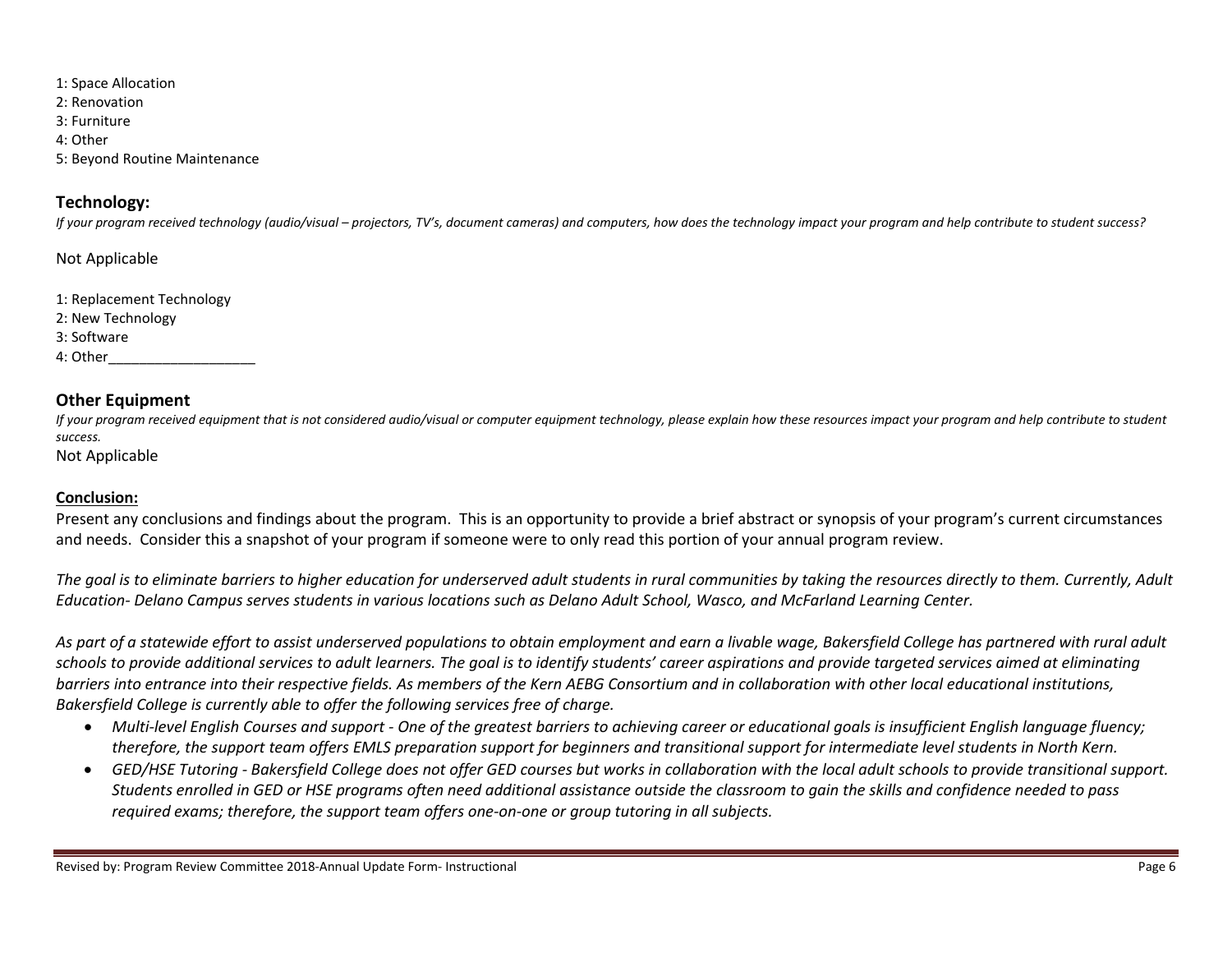1: Space Allocation
2: Renovation
3: Furniture
4: Other
5: Beyond Routine Maintenance

## Technology:

*If your program received technology (audio/visual – projectors, TV's, document cameras) and computers, how does the technology impact your program and help contribute to student success?*

Not Applicable

1: Replacement Technology
2: New Technology
3: Software
4: Other___________________

## Other Equipment

*If your program received equipment that is not considered audio/visual or computer equipment technology, please explain how these resources impact your program and help contribute to student success.*

Not Applicable

## Conclusion:

Present any conclusions and findings about the program. This is an opportunity to provide a brief abstract or synopsis of your program's current circumstances and needs. Consider this a snapshot of your program if someone were to only read this portion of your annual program review.

*The goal is to eliminate barriers to higher education for underserved adult students in rural communities by taking the resources directly to them. Currently, Adult Education- Delano Campus serves students in various locations such as Delano Adult School, Wasco, and McFarland Learning Center.*

*As part of a statewide effort to assist underserved populations to obtain employment and earn a livable wage, Bakersfield College has partnered with rural adult schools to provide additional services to adult learners. The goal is to identify students' career aspirations and provide targeted services aimed at eliminating barriers into entrance into their respective fields. As members of the Kern AEBG Consortium and in collaboration with other local educational institutions, Bakersfield College is currently able to offer the following services free of charge.*

- *Multi-level English Courses and support - One of the greatest barriers to achieving career or educational goals is insufficient English language fluency; therefore, the support team offers EMLS preparation support for beginners and transitional support for intermediate level students in North Kern.*
- *GED/HSE Tutoring - Bakersfield College does not offer GED courses but works in collaboration with the local adult schools to provide transitional support. Students enrolled in GED or HSE programs often need additional assistance outside the classroom to gain the skills and confidence needed to pass required exams; therefore, the support team offers one-on-one or group tutoring in all subjects.*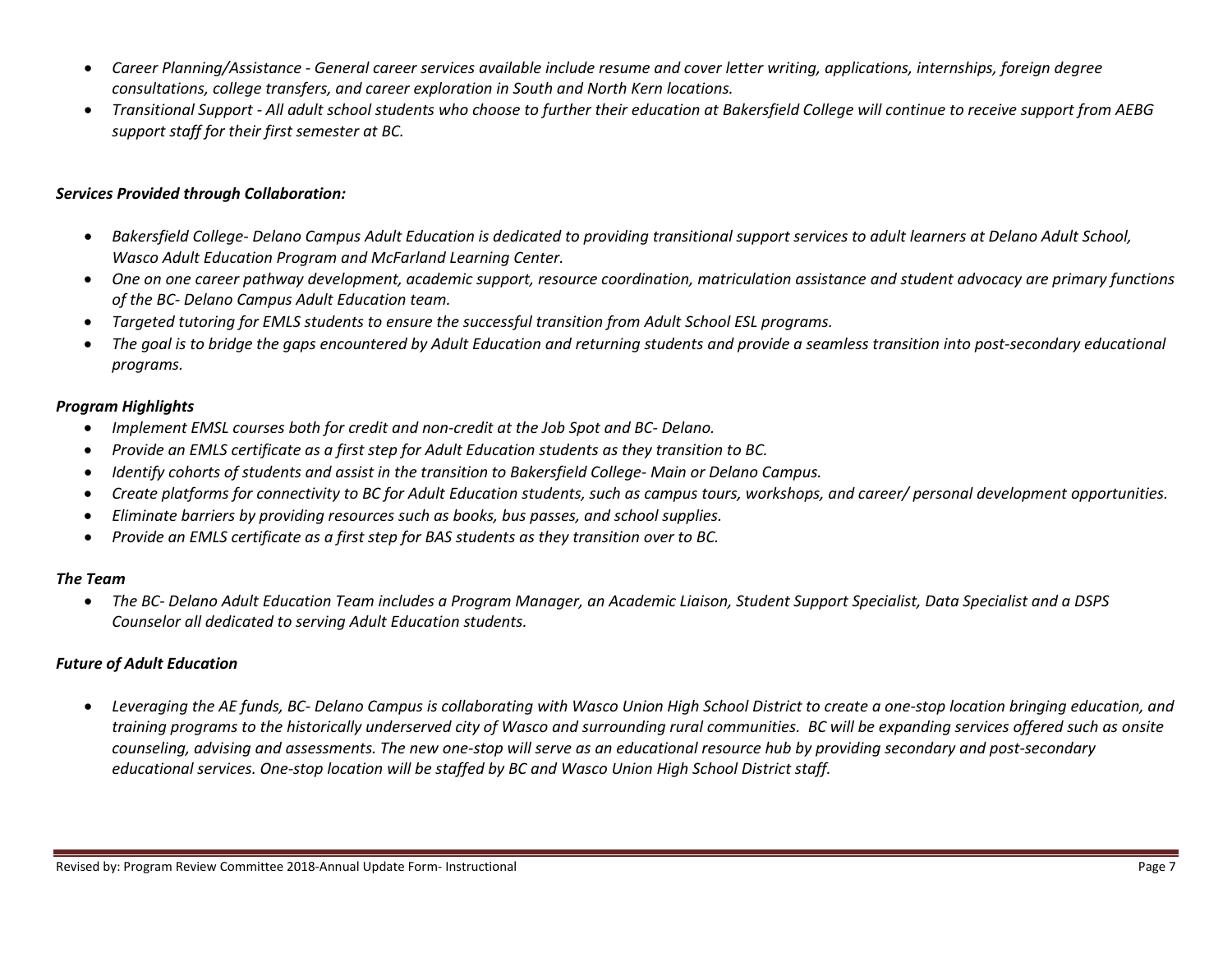- *Career Planning/Assistance - General career services available include resume and cover letter writing, applications, internships, foreign degree consultations, college transfers, and career exploration in South and North Kern locations.*
- *Transitional Support - All adult school students who choose to further their education at Bakersfield College will continue to receive support from AEBG support staff for their first semester at BC.*

***Services Provided through Collaboration:***

- *Bakersfield College- Delano Campus Adult Education is dedicated to providing transitional support services to adult learners at Delano Adult School, Wasco Adult Education Program and McFarland Learning Center.*
- *One on one career pathway development, academic support, resource coordination, matriculation assistance and student advocacy are primary functions of the BC- Delano Campus Adult Education team.*
- *Targeted tutoring for EMLS students to ensure the successful transition from Adult School ESL programs.*
- *The goal is to bridge the gaps encountered by Adult Education and returning students and provide a seamless transition into post-secondary educational programs.*

***Program Highlights***

- *Implement EMSL courses both for credit and non-credit at the Job Spot and BC- Delano.*
- *Provide an EMLS certificate as a first step for Adult Education students as they transition to BC.*
- *Identify cohorts of students and assist in the transition to Bakersfield College- Main or Delano Campus.*
- *Create platforms for connectivity to BC for Adult Education students, such as campus tours, workshops, and career/ personal development opportunities.*
- *Eliminate barriers by providing resources such as books, bus passes, and school supplies.*
- *Provide an EMLS certificate as a first step for BAS students as they transition over to BC.*

***The Team***

- *The BC- Delano Adult Education Team includes a Program Manager, an Academic Liaison, Student Support Specialist, Data Specialist and a DSPS Counselor all dedicated to serving Adult Education students.*

***Future of Adult Education***

- *Leveraging the AE funds, BC- Delano Campus is collaborating with Wasco Union High School District to create a one-stop location bringing education, and training programs to the historically underserved city of Wasco and surrounding rural communities. BC will be expanding services offered such as onsite counseling, advising and assessments. The new one-stop will serve as an educational resource hub by providing secondary and post-secondary educational services. One-stop location will be staffed by BC and Wasco Union High School District staff.*